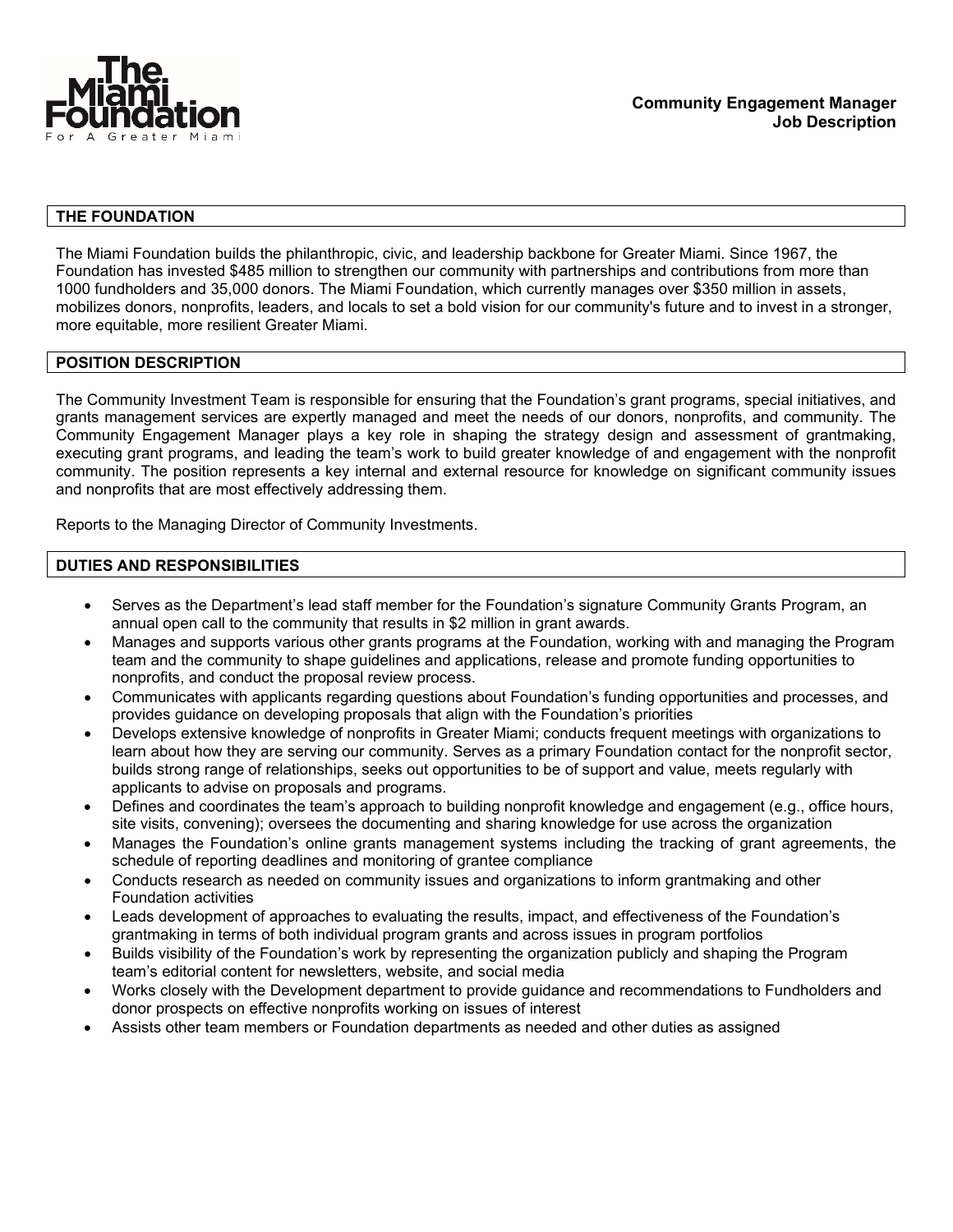The Miami Foundation
For A Greater Miami

**Community Engagement Manager**
**Job Description**

## THE FOUNDATION

The Miami Foundation builds the philanthropic, civic, and leadership backbone for Greater Miami. Since 1967, the Foundation has invested $485 million to strengthen our community with partnerships and contributions from more than 1000 fundholders and 35,000 donors. The Miami Foundation, which currently manages over $350 million in assets, mobilizes donors, nonprofits, leaders, and locals to set a bold vision for our community's future and to invest in a stronger, more equitable, more resilient Greater Miami.

## POSITION DESCRIPTION

The Community Investment Team is responsible for ensuring that the Foundation's grant programs, special initiatives, and grants management services are expertly managed and meet the needs of our donors, nonprofits, and community. The Community Engagement Manager plays a key role in shaping the strategy design and assessment of grantmaking, executing grant programs, and leading the team's work to build greater knowledge of and engagement with the nonprofit community. The position represents a key internal and external resource for knowledge on significant community issues and nonprofits that are most effectively addressing them.

Reports to the Managing Director of Community Investments.

## DUTIES AND RESPONSIBILITIES

- Serves as the Department's lead staff member for the Foundation's signature Community Grants Program, an annual open call to the community that results in $2 million in grant awards.
- Manages and supports various other grants programs at the Foundation, working with and managing the Program team and the community to shape guidelines and applications, release and promote funding opportunities to nonprofits, and conduct the proposal review process.
- Communicates with applicants regarding questions about Foundation's funding opportunities and processes, and provides guidance on developing proposals that align with the Foundation's priorities
- Develops extensive knowledge of nonprofits in Greater Miami; conducts frequent meetings with organizations to learn about how they are serving our community. Serves as a primary Foundation contact for the nonprofit sector, builds strong range of relationships, seeks out opportunities to be of support and value, meets regularly with applicants to advise on proposals and programs.
- Defines and coordinates the team's approach to building nonprofit knowledge and engagement (e.g., office hours, site visits, convening); oversees the documenting and sharing knowledge for use across the organization
- Manages the Foundation's online grants management systems including the tracking of grant agreements, the schedule of reporting deadlines and monitoring of grantee compliance
- Conducts research as needed on community issues and organizations to inform grantmaking and other Foundation activities
- Leads development of approaches to evaluating the results, impact, and effectiveness of the Foundation's grantmaking in terms of both individual program grants and across issues in program portfolios
- Builds visibility of the Foundation's work by representing the organization publicly and shaping the Program team's editorial content for newsletters, website, and social media
- Works closely with the Development department to provide guidance and recommendations to Fundholders and donor prospects on effective nonprofits working on issues of interest
- Assists other team members or Foundation departments as needed and other duties as assigned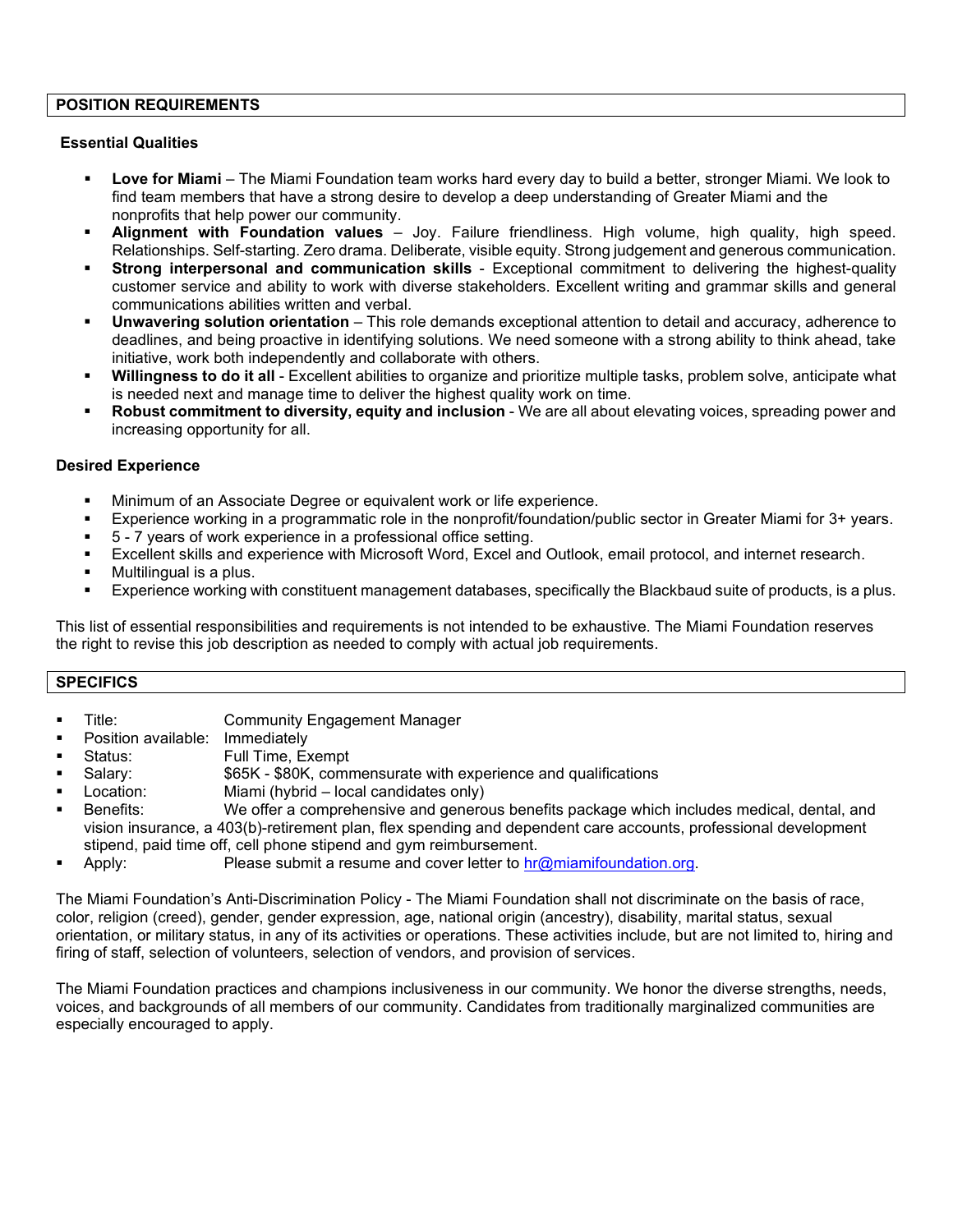## POSITION REQUIREMENTS

### Essential Qualities

- **Love for Miami** – The Miami Foundation team works hard every day to build a better, stronger Miami. We look to find team members that have a strong desire to develop a deep understanding of Greater Miami and the nonprofits that help power our community.
- **Alignment with Foundation values** – Joy. Failure friendliness. High volume, high quality, high speed. Relationships. Self-starting. Zero drama. Deliberate, visible equity. Strong judgement and generous communication.
- **Strong interpersonal and communication skills** - Exceptional commitment to delivering the highest-quality customer service and ability to work with diverse stakeholders. Excellent writing and grammar skills and general communications abilities written and verbal.
- **Unwavering solution orientation** – This role demands exceptional attention to detail and accuracy, adherence to deadlines, and being proactive in identifying solutions. We need someone with a strong ability to think ahead, take initiative, work both independently and collaborate with others.
- **Willingness to do it all** - Excellent abilities to organize and prioritize multiple tasks, problem solve, anticipate what is needed next and manage time to deliver the highest quality work on time.
- **Robust commitment to diversity, equity and inclusion** - We are all about elevating voices, spreading power and increasing opportunity for all.

### Desired Experience

- Minimum of an Associate Degree or equivalent work or life experience.
- Experience working in a programmatic role in the nonprofit/foundation/public sector in Greater Miami for 3+ years.
- 5 - 7 years of work experience in a professional office setting.
- Excellent skills and experience with Microsoft Word, Excel and Outlook, email protocol, and internet research.
- Multilingual is a plus.
- Experience working with constituent management databases, specifically the Blackbaud suite of products, is a plus.

This list of essential responsibilities and requirements is not intended to be exhaustive. The Miami Foundation reserves the right to revise this job description as needed to comply with actual job requirements.

## SPECIFICS

- Title: Community Engagement Manager
- Position available: Immediately
- Status: Full Time, Exempt
- Salary: $65K - $80K, commensurate with experience and qualifications
- Location: Miami (hybrid – local candidates only)
- Benefits: We offer a comprehensive and generous benefits package which includes medical, dental, and vision insurance, a 403(b)-retirement plan, flex spending and dependent care accounts, professional development stipend, paid time off, cell phone stipend and gym reimbursement.
- Apply: Please submit a resume and cover letter to hr@miamifoundation.org.

The Miami Foundation's Anti-Discrimination Policy - The Miami Foundation shall not discriminate on the basis of race, color, religion (creed), gender, gender expression, age, national origin (ancestry), disability, marital status, sexual orientation, or military status, in any of its activities or operations. These activities include, but are not limited to, hiring and firing of staff, selection of volunteers, selection of vendors, and provision of services.

The Miami Foundation practices and champions inclusiveness in our community. We honor the diverse strengths, needs, voices, and backgrounds of all members of our community. Candidates from traditionally marginalized communities are especially encouraged to apply.